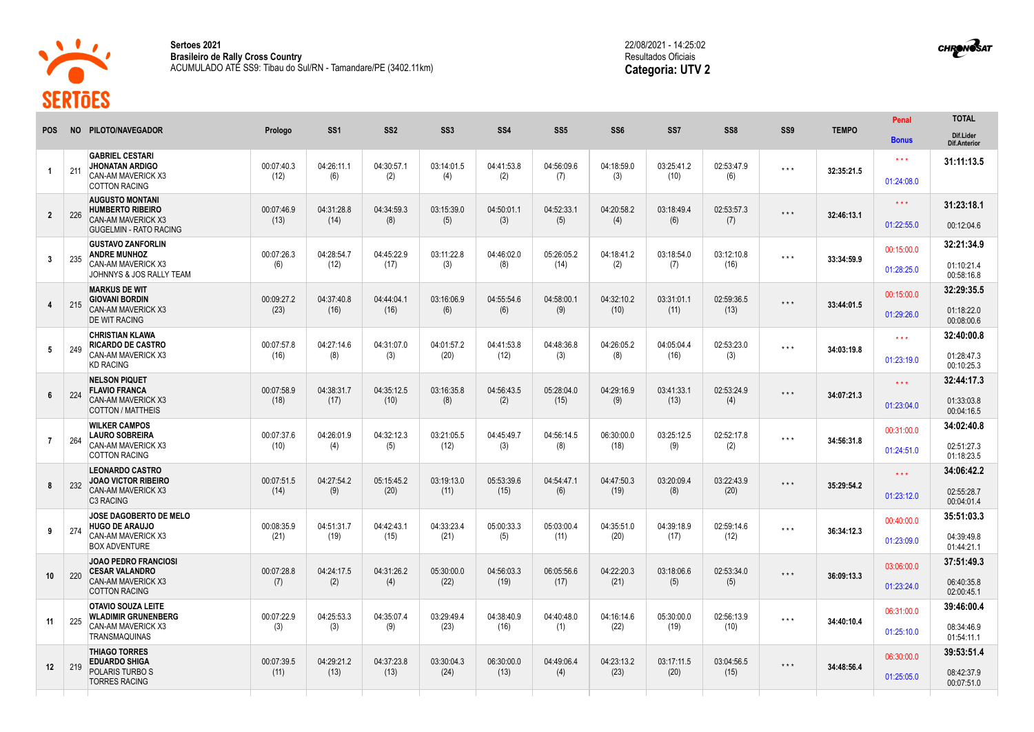**Sertoes 2021**
**Brasileiro de Rally Cross Country**
ACUMULADO ATÉ SS9: Tibau do Sul/RN - Tamandare/PE (3402.11km)

22/08/2021 - 14:25:02
Resultados Oficiais
**Categoria: UTV 2**

| POS | NO | PILOTO/NAVEGADOR | Prologo | SS1 | SS2 | SS3 | SS4 | SS5 | SS6 | SS7 | SS8 | SS9 | TEMPO | Penal / Bonus | TOTAL / Dif.Lider / Dif.Anterior |
|---|---|---|---|---|---|---|---|---|---|---|---|---|---|---|---|
| 1 | 211 | **GABRIEL CESTARI** **JHONATAN ARDIGO** CAN-AM MAVERICK X3 COTTON RACING | 00:07:40.3 (12) | 04:26:11.1 (6) | 04:30:57.1 (2) | 03:14:01.5 (4) | 04:41:53.8 (2) | 04:56:09.6 (7) | 04:18:59.0 (3) | 03:25:41.2 (10) | 02:53:47.9 (6) | * * * | **32:35:21.5** | * * * / 01:24:08.0 | **31:11:13.5** |
| 2 | 226 | **AUGUSTO MONTANI** **HUMBERTO RIBEIRO** CAN-AM MAVERICK X3 GUGELMIN - RATO RACING | 00:07:46.9 (13) | 04:31:28.8 (14) | 04:34:59.3 (8) | 03:15:39.0 (5) | 04:50:01.1 (3) | 04:52:33.1 (5) | 04:20:58.2 (4) | 03:18:49.4 (6) | 02:53:57.3 (7) | * * * | **32:46:13.1** | * * * / 01:22:55.0 | **31:23:18.1** 00:12:04.6 |
| 3 | 235 | **GUSTAVO ZANFORLIN** **ANDRE MUNHOZ** CAN-AM MAVERICK X3 JOHNNYS & JOS RALLY TEAM | 00:07:26.3 (6) | 04:28:54.7 (12) | 04:45:22.9 (17) | 03:11:22.8 (3) | 04:46:02.0 (8) | 05:26:05.2 (14) | 04:18:41.2 (2) | 03:18:54.0 (7) | 03:12:10.8 (16) | * * * | **33:34:59.9** | 00:15:00.0 / 01:28:25.0 | **32:21:34.9** 01:10:21.4 00:58:16.8 |
| 4 | 215 | **MARKUS DE WIT** **GIOVANI BORDIN** CAN-AM MAVERICK X3 DE WIT RACING | 00:09:27.2 (23) | 04:37:40.8 (16) | 04:44:04.1 (16) | 03:16:06.9 (6) | 04:55:54.6 (6) | 04:58:00.1 (9) | 04:32:10.2 (10) | 03:31:01.1 (11) | 02:59:36.5 (13) | * * * | **33:44:01.5** | 00:15:00.0 / 01:29:26.0 | **32:29:35.5** 01:18:22.0 00:08:00.6 |
| 5 | 249 | **CHRISTIAN KLAWA** **RICARDO DE CASTRO** CAN-AM MAVERICK X3 KD RACING | 00:07:57.8 (16) | 04:27:14.6 (8) | 04:31:07.0 (3) | 04:01:57.2 (20) | 04:41:53.8 (12) | 04:48:36.8 (3) | 04:26:05.2 (8) | 04:05:04.4 (16) | 02:53:23.0 (3) | * * * | **34:03:19.8** | * * * / 01:23:19.0 | **32:40:00.8** 01:28:47.3 00:10:25.3 |
| 6 | 224 | **NELSON PIQUET** **FLAVIO FRANCA** CAN-AM MAVERICK X3 COTTON / MATTHEIS | 00:07:58.9 (18) | 04:38:31.7 (17) | 04:35:12.5 (10) | 03:16:35.8 (8) | 04:56:43.5 (2) | 05:28:04.0 (15) | 04:29:16.9 (9) | 03:41:33.1 (13) | 02:53:24.9 (4) | * * * | **34:07:21.3** | * * * / 01:23:04.0 | **32:44:17.3** 01:33:03.8 00:04:16.5 |
| 7 | 264 | **WILKER CAMPOS** **LAURO SOBREIRA** CAN-AM MAVERICK X3 COTTON RACING | 00:07:37.6 (10) | 04:26:01.9 (4) | 04:32:12.3 (5) | 03:21:05.5 (12) | 04:45:49.7 (3) | 04:56:14.5 (8) | 06:30:00.0 (18) | 03:25:12.5 (9) | 02:52:17.8 (2) | * * * | **34:56:31.8** | 00:31:00.0 / 01:24:51.0 | **34:02:40.8** 02:51:27.3 01:18:23.5 |
| 8 | 232 | **LEONARDO CASTRO** **JOAO VICTOR RIBEIRO** CAN-AM MAVERICK X3 C3 RACING | 00:07:51.5 (14) | 04:27:54.2 (9) | 05:15:45.2 (20) | 03:19:13.0 (11) | 05:53:39.6 (15) | 04:54:47.1 (6) | 04:47:50.3 (19) | 03:20:09.4 (8) | 03:22:43.9 (20) | * * * | **35:29:54.2** | * * * / 01:23:12.0 | **34:06:42.2** 02:55:28.7 00:04:01.4 |
| 9 | 274 | **JOSE DAGOBERTO DE MELO** **HUGO DE ARAUJO** CAN-AM MAVERICK X3 BOX ADVENTURE | 00:08:35.9 (21) | 04:51:31.7 (19) | 04:42:43.1 (15) | 04:33:23.4 (21) | 05:00:33.3 (5) | 05:03:00.4 (11) | 04:35:51.0 (20) | 04:39:18.9 (17) | 02:59:14.6 (12) | * * * | **36:34:12.3** | 00:40:00.0 / 01:23:09.0 | **35:51:03.3** 04:39:49.8 01:44:21.1 |
| 10 | 220 | **JOAO PEDRO FRANCIOSI** **CESAR VALANDRO** CAN-AM MAVERICK X3 COTTON RACING | 00:07:28.8 (7) | 04:24:17.5 (2) | 04:31:26.2 (4) | 05:30:00.0 (22) | 04:56:03.3 (19) | 06:05:56.6 (17) | 04:22:20.3 (21) | 03:18:06.6 (5) | 02:53:34.0 (5) | * * * | **36:09:13.3** | 03:06:00.0 / 01:23:24.0 | **37:51:49.3** 06:40:35.8 02:00:45.1 |
| 11 | 225 | **OTAVIO SOUZA LEITE** **WLADIMIR GRUNENBERG** CAN-AM MAVERICK X3 TRANSMAQUINAS | 00:07:22.9 (3) | 04:25:53.3 (3) | 04:35:07.4 (9) | 03:29:49.4 (23) | 04:38:40.9 (16) | 04:40:48.0 (1) | 04:16:14.6 (22) | 05:30:00.0 (19) | 02:56:13.9 (10) | * * * | **34:40:10.4** | 06:31:00.0 / 01:25:10.0 | **39:46:00.4** 08:34:46.9 01:54:11.1 |
| 12 | 219 | **THIAGO TORRES** **EDUARDO SHIGA** POLARIS TURBO S TORRES RACING | 00:07:39.5 (11) | 04:29:21.2 (13) | 04:37:23.8 (13) | 03:30:04.3 (24) | 06:30:00.0 (13) | 04:49:06.4 (4) | 04:23:13.2 (23) | 03:17:11.5 (20) | 03:04:56.5 (15) | * * * | **34:48:56.4** | 06:30:00.0 / 01:25:05.0 | **39:53:51.4** 08:42:37.9 00:07:51.0 |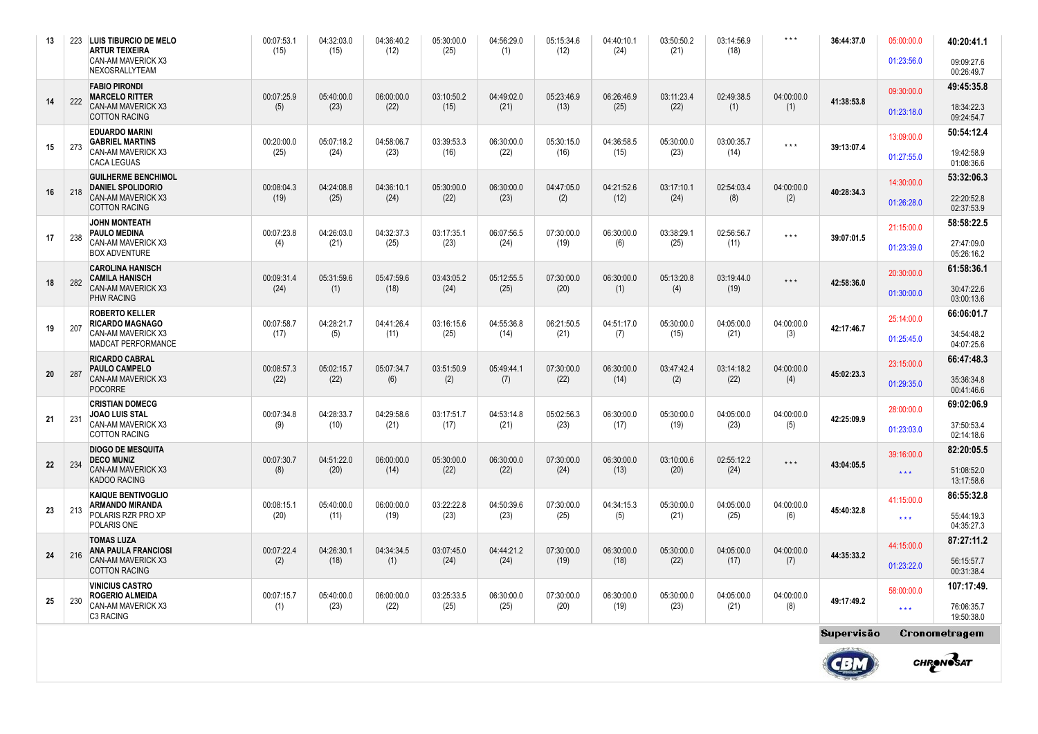| | | | | | | | | | | | | | | | |
|---|---|---|---|---|---|---|---|---|---|---|---|---|---|---|---|
| 13 | 223 | LUIS TIBURCIO DE MELO<br>ARTUR TEIXEIRA<br>CAN-AM MAVERICK X3<br>NEXOSRALLYTEAM | 00:07:53.1<br>(15) | 04:32:03.0<br>(15) | 04:36:40.2<br>(12) | 05:30:00.0<br>(25) | 04:56:29.0<br>(1) | 05:15:34.6<br>(12) | 04:40:10.1<br>(24) | 03:50:50.2<br>(21) | 03:14:56.9<br>(18) | * * * | 36:44:37.0 | 05:00:00.0<br>01:23:56.0 | 40:20:41.1<br>09:09:27.6<br>00:26:49.7 |
| 14 | 222 | FABIO PIRONDI<br>MARCELO RITTER<br>CAN-AM MAVERICK X3<br>COTTON RACING | 00:07:25.9<br>(5) | 05:40:00.0<br>(23) | 06:00:00.0<br>(22) | 03:10:50.2<br>(15) | 04:49:02.0<br>(21) | 05:23:46.9<br>(13) | 06:26:46.9<br>(25) | 03:11:23.4<br>(22) | 02:49:38.5<br>(1) | 04:00:00.0<br>(1) | 41:38:53.8 | 09:30:00.0<br>01:23:18.0 | 49:45:35.8<br>18:34:22.3<br>09:24:54.7 |
| 15 | 273 | EDUARDO MARINI<br>GABRIEL MARTINS<br>CAN-AM MAVERICK X3<br>CACA LEGUAS | 00:20:00.0<br>(25) | 05:07:18.2<br>(24) | 04:58:06.7<br>(23) | 03:39:53.3<br>(16) | 06:30:00.0<br>(22) | 05:30:15.0<br>(16) | 04:36:58.5<br>(15) | 05:30:00.0<br>(23) | 03:00:35.7<br>(14) | * * * | 39:13:07.4 | 13:09:00.0<br>01:27:55.0 | 50:54:12.4<br>19:42:58.9<br>01:08:36.6 |
| 16 | 218 | GUILHERME BENCHIMOL<br>DANIEL SPOLIDORIO<br>CAN-AM MAVERICK X3<br>COTTON RACING | 00:08:04.3<br>(19) | 04:24:08.8<br>(25) | 04:36:10.1<br>(24) | 05:30:00.0<br>(22) | 06:30:00.0<br>(23) | 04:47:05.0<br>(2) | 04:21:52.6<br>(12) | 03:17:10.1<br>(24) | 02:54:03.4<br>(8) | 04:00:00.0<br>(2) | 40:28:34.3 | 14:30:00.0<br>01:26:28.0 | 53:32:06.3<br>22:20:52.8<br>02:37:53.9 |
| 17 | 238 | JOHN MONTEATH<br>PAULO MEDINA<br>CAN-AM MAVERICK X3<br>BOX ADVENTURE | 00:07:23.8<br>(4) | 04:26:03.0<br>(21) | 04:32:37.3<br>(25) | 03:17:35.1<br>(23) | 06:07:56.5<br>(24) | 07:30:00.0<br>(19) | 06:30:00.0<br>(6) | 03:38:29.1<br>(25) | 02:56:56.7<br>(11) | * * * | 39:07:01.5 | 21:15:00.0<br>01:23:39.0 | 58:58:22.5<br>27:47:09.0<br>05:26:16.2 |
| 18 | 282 | CAROLINA HANISCH<br>CAMILA HANISCH<br>CAN-AM MAVERICK X3<br>PHW RACING | 00:09:31.4<br>(24) | 05:31:59.6<br>(1) | 05:47:59.6<br>(18) | 03:43:05.2<br>(24) | 05:12:55.5<br>(25) | 07:30:00.0<br>(20) | 06:30:00.0<br>(1) | 05:13:20.8<br>(4) | 03:19:44.0<br>(19) | * * * | 42:58:36.0 | 20:30:00.0<br>01:30:00.0 | 61:58:36.1<br>30:47:22.6<br>03:00:13.6 |
| 19 | 207 | ROBERTO KELLER<br>RICARDO MAGNAGO<br>CAN-AM MAVERICK X3<br>MADCAT PERFORMANCE | 00:07:58.7<br>(17) | 04:28:21.7<br>(5) | 04:41:26.4<br>(11) | 03:16:15.6<br>(25) | 04:55:36.8<br>(14) | 06:21:50.5<br>(21) | 04:51:17.0<br>(7) | 05:30:00.0<br>(15) | 04:05:00.0<br>(21) | 04:00:00.0<br>(3) | 42:17:46.7 | 25:14:00.0<br>01:25:45.0 | 66:06:01.7<br>34:54:48.2<br>04:07:25.6 |
| 20 | 287 | RICARDO CABRAL<br>PAULO CAMPELO<br>CAN-AM MAVERICK X3<br>POCORRE | 00:08:57.3<br>(22) | 05:02:15.7<br>(22) | 05:07:34.7<br>(6) | 03:51:50.9<br>(2) | 05:49:44.1<br>(7) | 07:30:00.0<br>(22) | 06:30:00.0<br>(14) | 03:47:42.4<br>(2) | 03:14:18.2<br>(22) | 04:00:00.0<br>(4) | 45:02:23.3 | 23:15:00.0<br>01:29:35.0 | 66:47:48.3<br>35:36:34.8<br>00:41:46.6 |
| 21 | 231 | CRISTIAN DOMECG<br>JOAO LUIS STAL<br>CAN-AM MAVERICK X3<br>COTTON RACING | 00:07:34.8<br>(9) | 04:28:33.7<br>(10) | 04:29:58.6<br>(21) | 03:17:51.7<br>(17) | 04:53:14.8<br>(21) | 05:02:56.3<br>(23) | 06:30:00.0<br>(17) | 05:30:00.0<br>(19) | 04:05:00.0<br>(23) | 04:00:00.0<br>(5) | 42:25:09.9 | 28:00:00.0<br>01:23:03.0 | 69:02:06.9<br>37:50:53.4<br>02:14:18.6 |
| 22 | 234 | DIOGO DE MESQUITA<br>DECO MUNIZ<br>CAN-AM MAVERICK X3<br>KADOO RACING | 00:07:30.7<br>(8) | 04:51:22.0<br>(20) | 06:00:00.0<br>(14) | 05:30:00.0<br>(22) | 06:30:00.0<br>(22) | 07:30:00.0<br>(24) | 06:30:00.0<br>(13) | 03:10:00.6<br>(20) | 02:55:12.2<br>(24) | * * * | 43:04:05.5 | 39:16:00.0<br>* * * | 82:20:05.5<br>51:08:52.0<br>13:17:58.6 |
| 23 | 213 | KAIQUE BENTIVOGLIO<br>ARMANDO MIRANDA<br>POLARIS RZR PRO XP<br>POLARIS ONE | 00:08:15.1<br>(20) | 05:40:00.0<br>(11) | 06:00:00.0<br>(19) | 03:22:22.8<br>(23) | 04:50:39.6<br>(23) | 07:30:00.0<br>(25) | 04:34:15.3<br>(5) | 05:30:00.0<br>(21) | 04:05:00.0<br>(25) | 04:00:00.0<br>(6) | 45:40:32.8 | 41:15:00.0<br>* * * | 86:55:32.8<br>55:44:19.3<br>04:35:27.3 |
| 24 | 216 | TOMAS LUZA<br>ANA PAULA FRANCIOSI<br>CAN-AM MAVERICK X3<br>COTTON RACING | 00:07:22.4<br>(2) | 04:26:30.1<br>(18) | 04:34:34.5<br>(1) | 03:07:45.0<br>(24) | 04:44:21.2<br>(24) | 07:30:00.0<br>(19) | 06:30:00.0<br>(18) | 05:30:00.0<br>(22) | 04:05:00.0<br>(17) | 04:00:00.0<br>(7) | 44:35:33.2 | 44:15:00.0<br>01:23:22.0 | 87:27:11.2<br>56:15:57.7<br>00:31:38.4 |
| 25 | 230 | VINICIUS CASTRO<br>ROGERIO ALMEIDA<br>CAN-AM MAVERICK X3<br>C3 RACING | 00:07:15.7<br>(1) | 05:40:00.0<br>(23) | 06:00:00.0<br>(22) | 03:25:33.5<br>(25) | 06:30:00.0<br>(25) | 07:30:00.0<br>(20) | 06:30:00.0<br>(19) | 05:30:00.0<br>(23) | 04:05:00.0<br>(21) | 04:00:00.0<br>(8) | 49:17:49.2 | 58:00:00.0<br>* * * | 107:17:49.<br>76:06:35.7<br>19:50:38.0 |

Supervisão — CBM

Cronometragem — CHRONOSAT